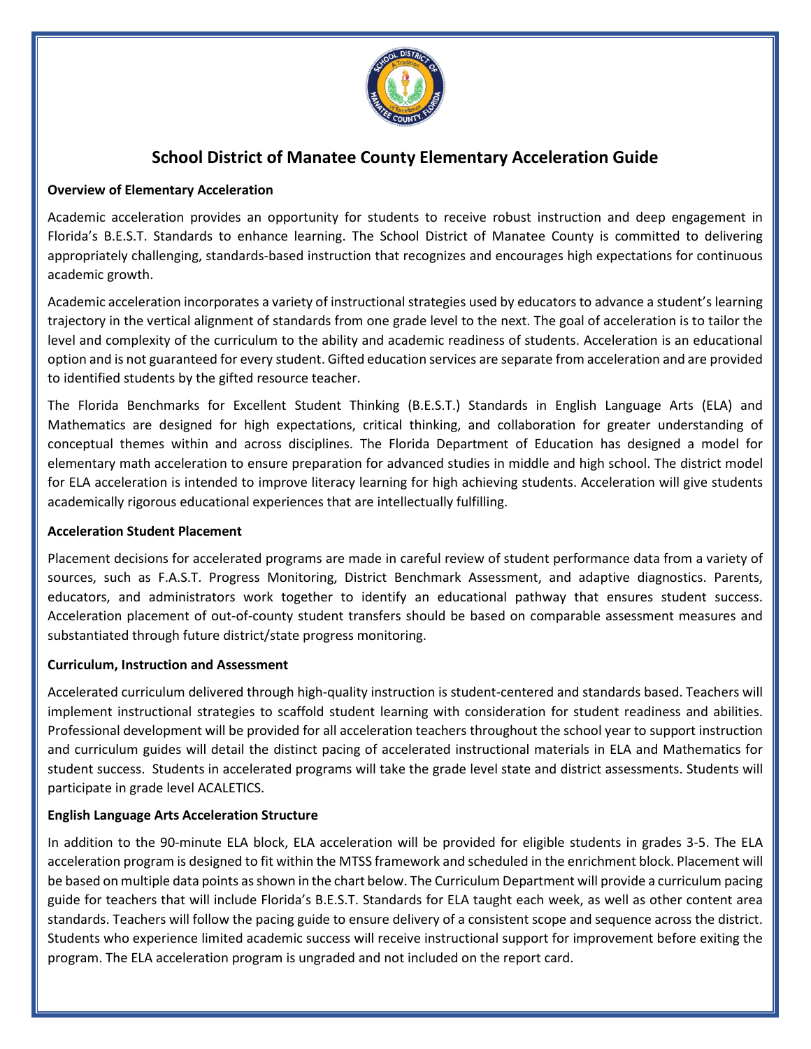# School District of Manatee County Elementary Acceleration Guide

**Overview of Elementary Acceleration**

Academic acceleration provides an opportunity for students to receive robust instruction and deep engagement in Florida's B.E.S.T. Standards to enhance learning. The School District of Manatee County is committed to delivering appropriately challenging, standards-based instruction that recognizes and encourages high expectations for continuous academic growth.

Academic acceleration incorporates a variety of instructional strategies used by educators to advance a student's learning trajectory in the vertical alignment of standards from one grade level to the next. The goal of acceleration is to tailor the level and complexity of the curriculum to the ability and academic readiness of students. Acceleration is an educational option and is not guaranteed for every student. Gifted education services are separate from acceleration and are provided to identified students by the gifted resource teacher.

The Florida Benchmarks for Excellent Student Thinking (B.E.S.T.) Standards in English Language Arts (ELA) and Mathematics are designed for high expectations, critical thinking, and collaboration for greater understanding of conceptual themes within and across disciplines. The Florida Department of Education has designed a model for elementary math acceleration to ensure preparation for advanced studies in middle and high school. The district model for ELA acceleration is intended to improve literacy learning for high achieving students. Acceleration will give students academically rigorous educational experiences that are intellectually fulfilling.

**Acceleration Student Placement**

Placement decisions for accelerated programs are made in careful review of student performance data from a variety of sources, such as F.A.S.T. Progress Monitoring, District Benchmark Assessment, and adaptive diagnostics. Parents, educators, and administrators work together to identify an educational pathway that ensures student success. Acceleration placement of out-of-county student transfers should be based on comparable assessment measures and substantiated through future district/state progress monitoring.

**Curriculum, Instruction and Assessment**

Accelerated curriculum delivered through high-quality instruction is student-centered and standards based. Teachers will implement instructional strategies to scaffold student learning with consideration for student readiness and abilities. Professional development will be provided for all acceleration teachers throughout the school year to support instruction and curriculum guides will detail the distinct pacing of accelerated instructional materials in ELA and Mathematics for student success. Students in accelerated programs will take the grade level state and district assessments. Students will participate in grade level ACALETICS.

**English Language Arts Acceleration Structure**

In addition to the 90-minute ELA block, ELA acceleration will be provided for eligible students in grades 3-5. The ELA acceleration program is designed to fit within the MTSS framework and scheduled in the enrichment block. Placement will be based on multiple data points as shown in the chart below. The Curriculum Department will provide a curriculum pacing guide for teachers that will include Florida's B.E.S.T. Standards for ELA taught each week, as well as other content area standards. Teachers will follow the pacing guide to ensure delivery of a consistent scope and sequence across the district. Students who experience limited academic success will receive instructional support for improvement before exiting the program. The ELA acceleration program is ungraded and not included on the report card.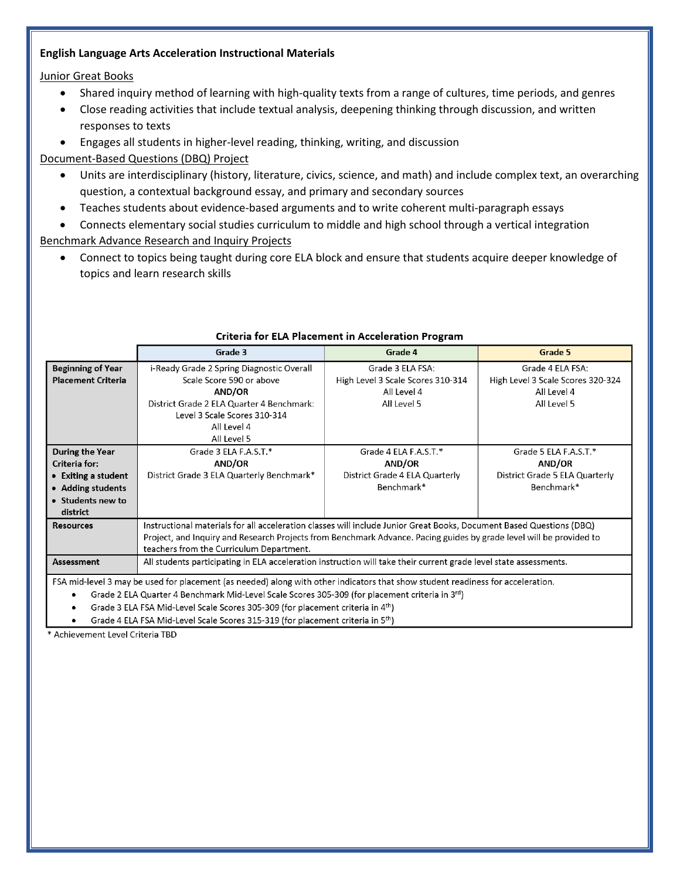**English Language Arts Acceleration Instructional Materials**

Junior Great Books

- Shared inquiry method of learning with high-quality texts from a range of cultures, time periods, and genres
- Close reading activities that include textual analysis, deepening thinking through discussion, and written responses to texts
- Engages all students in higher-level reading, thinking, writing, and discussion

Document-Based Questions (DBQ) Project

- Units are interdisciplinary (history, literature, civics, science, and math) and include complex text, an overarching question, a contextual background essay, and primary and secondary sources
- Teaches students about evidence-based arguments and to write coherent multi-paragraph essays
- Connects elementary social studies curriculum to middle and high school through a vertical integration

Benchmark Advance Research and Inquiry Projects

- Connect to topics being taught during core ELA block and ensure that students acquire deeper knowledge of topics and learn research skills

**Criteria for ELA Placement in Acceleration Program**

| | Grade 3 | Grade 4 | Grade 5 |
|---|---|---|---|
| **Beginning of Year Placement Criteria** | i-Ready Grade 2 Spring Diagnostic Overall Scale Score 590 or above<br>**AND/OR**<br>District Grade 2 ELA Quarter 4 Benchmark: Level 3 Scale Scores 310-314<br>All Level 4<br>All Level 5 | Grade 3 ELA FSA:<br>High Level 3 Scale Scores 310-314<br>All Level 4<br>All Level 5 | Grade 4 ELA FSA:<br>High Level 3 Scale Scores 320-324<br>All Level 4<br>All Level 5 |
| **During the Year Criteria for:**<br>• **Exiting a student**<br>• **Adding students**<br>• **Students new to district** | Grade 3 ELA F.A.S.T.*<br>**AND/OR**<br>District Grade 3 ELA Quarterly Benchmark* | Grade 4 ELA F.A.S.T.*<br>**AND/OR**<br>District Grade 4 ELA Quarterly Benchmark* | Grade 5 ELA F.A.S.T.*<br>**AND/OR**<br>District Grade 5 ELA Quarterly Benchmark* |
| **Resources** | Instructional materials for all acceleration classes will include Junior Great Books, Document Based Questions (DBQ) Project, and Inquiry and Research Projects from Benchmark Advance. Pacing guides by grade level will be provided to teachers from the Curriculum Department. | | |
| **Assessment** | All students participating in ELA acceleration instruction will take their current grade level state assessments. | | |

FSA mid-level 3 may be used for placement (as needed) along with other indicators that show student readiness for acceleration.

- Grade 2 ELA Quarter 4 Benchmark Mid-Level Scale Scores 305-309 (for placement criteria in 3rd)
- Grade 3 ELA FSA Mid-Level Scale Scores 305-309 (for placement criteria in 4th)
- Grade 4 ELA FSA Mid-Level Scale Scores 315-319 (for placement criteria in 5th)

\* Achievement Level Criteria TBD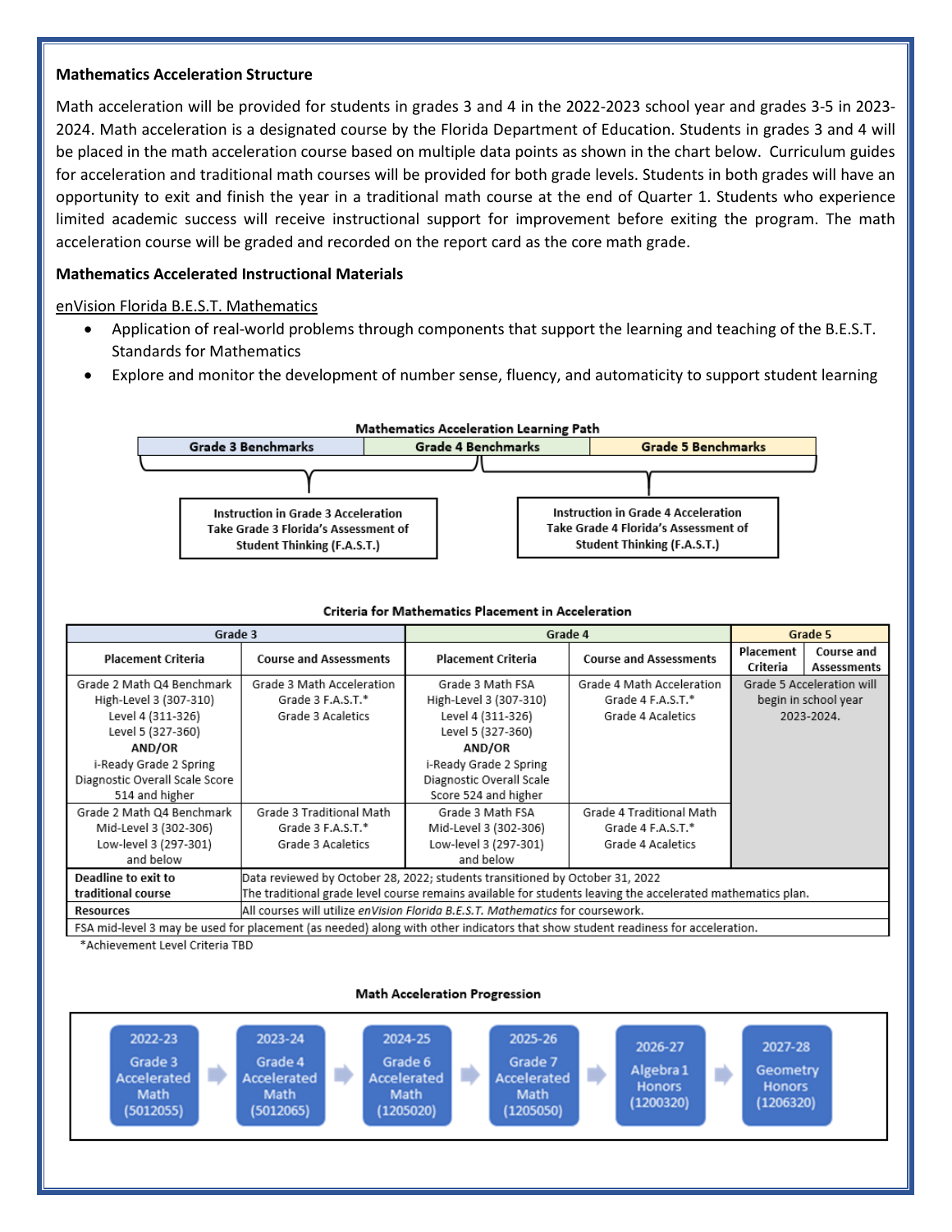**Mathematics Acceleration Structure**

Math acceleration will be provided for students in grades 3 and 4 in the 2022-2023 school year and grades 3-5 in 2023-2024. Math acceleration is a designated course by the Florida Department of Education. Students in grades 3 and 4 will be placed in the math acceleration course based on multiple data points as shown in the chart below. Curriculum guides for acceleration and traditional math courses will be provided for both grade levels. Students in both grades will have an opportunity to exit and finish the year in a traditional math course at the end of Quarter 1. Students who experience limited academic success will receive instructional support for improvement before exiting the program. The math acceleration course will be graded and recorded on the report card as the core math grade.

**Mathematics Accelerated Instructional Materials**

enVision Florida B.E.S.T. Mathematics

- Application of real-world problems through components that support the learning and teaching of the B.E.S.T. Standards for Mathematics
- Explore and monitor the development of number sense, fluency, and automaticity to support student learning

Mathematics Acceleration Learning Path

Grade 3 Benchmarks
Grade 4 Benchmarks
Grade 5 Benchmarks

Instruction in Grade 3 Acceleration
Take Grade 3 Florida's Assessment of Student Thinking (F.A.S.T.)

Instruction in Grade 4 Acceleration
Take Grade 4 Florida's Assessment of Student Thinking (F.A.S.T.)

**Criteria for Mathematics Placement in Acceleration**

| Grade 3 | | Grade 4 | | Grade 5 | |
|---|---|---|---|---|---|
| Placement Criteria | Course and Assessments | Placement Criteria | Course and Assessments | Placement Criteria | Course and Assessments |
| Grade 2 Math Q4 Benchmark High-Level 3 (307-310) Level 4 (311-326) Level 5 (327-360) **AND/OR** i-Ready Grade 2 Spring Diagnostic Overall Scale Score 514 and higher | Grade 3 Math Acceleration Grade 3 F.A.S.T.* Grade 3 Acaletics | Grade 3 Math FSA High-Level 3 (307-310) Level 4 (311-326) Level 5 (327-360) **AND/OR** i-Ready Grade 2 Spring Diagnostic Overall Scale Score 524 and higher | Grade 4 Math Acceleration Grade 4 F.A.S.T.* Grade 4 Acaletics | Grade 5 Acceleration will begin in school year 2023-2024. | |
| Grade 2 Math Q4 Benchmark Mid-Level 3 (302-306) Low-level 3 (297-301) and below | Grade 3 Traditional Math Grade 3 F.A.S.T.* Grade 3 Acaletics | Grade 3 Math FSA Mid-Level 3 (302-306) Low-level 3 (297-301) and below | Grade 4 Traditional Math Grade 4 F.A.S.T.* Grade 4 Acaletics | | |
| **Deadline to exit to traditional course** | Data reviewed by October 28, 2022; students transitioned by October 31, 2022 The traditional grade level course remains available for students leaving the accelerated mathematics plan. | | | | |
| **Resources** | All courses will utilize *enVision Florida B.E.S.T. Mathematics* for coursework. | | | | |
| FSA mid-level 3 may be used for placement (as needed) along with other indicators that show student readiness for acceleration. | | | | | |

*Achievement Level Criteria TBD

**Math Acceleration Progression**

2022-23 Grade 3 Accelerated Math (5012055)
2023-24 Grade 4 Accelerated Math (5012065)
2024-25 Grade 6 Accelerated Math (1205020)
2025-26 Grade 7 Accelerated Math (1205050)
2026-27 Algebra 1 Honors (1200320)
2027-28 Geometry Honors (1206320)